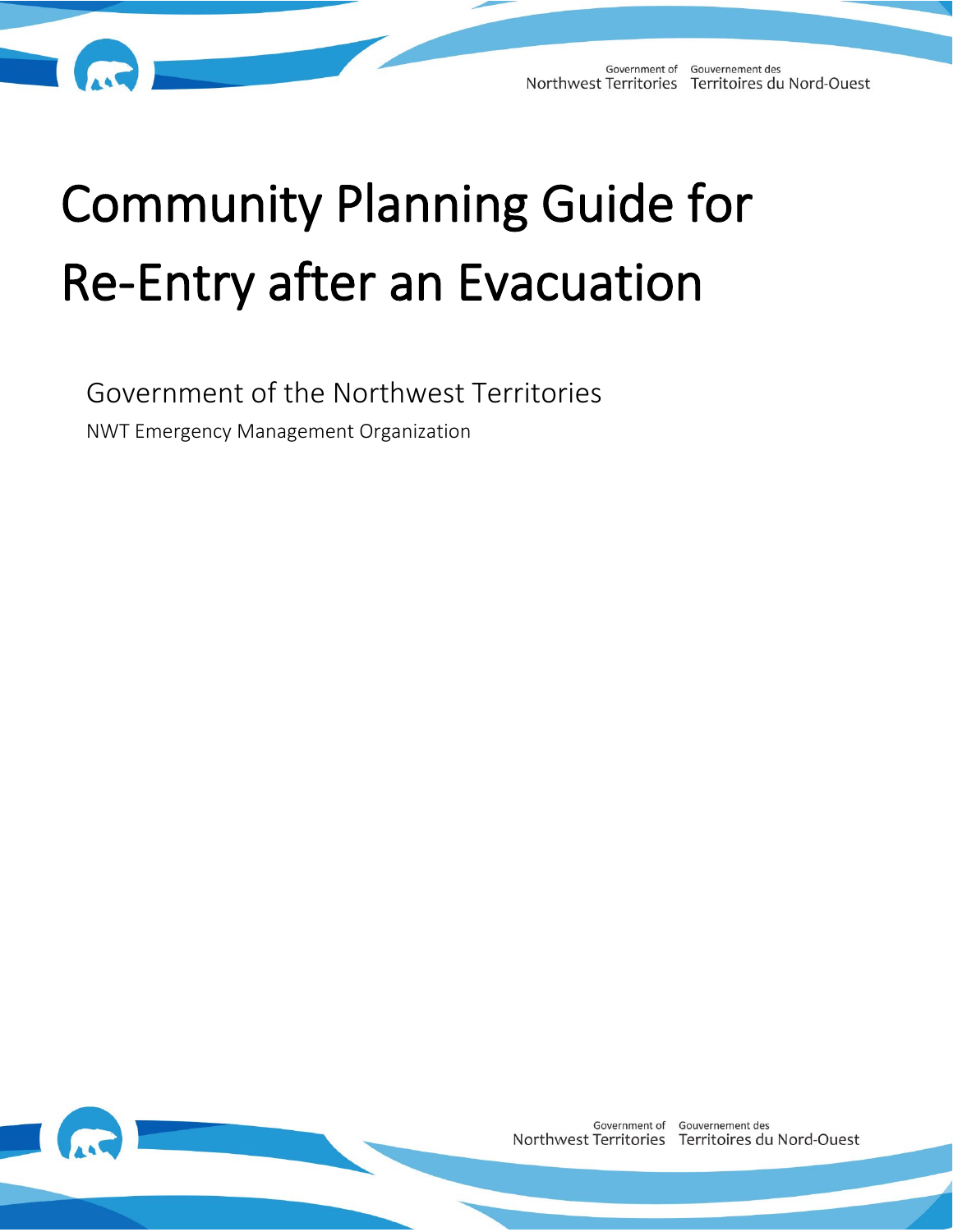# Community Planning Guide for Re-Entry after an Evacuation

Government of the Northwest Territories

NWT Emergency Management Organization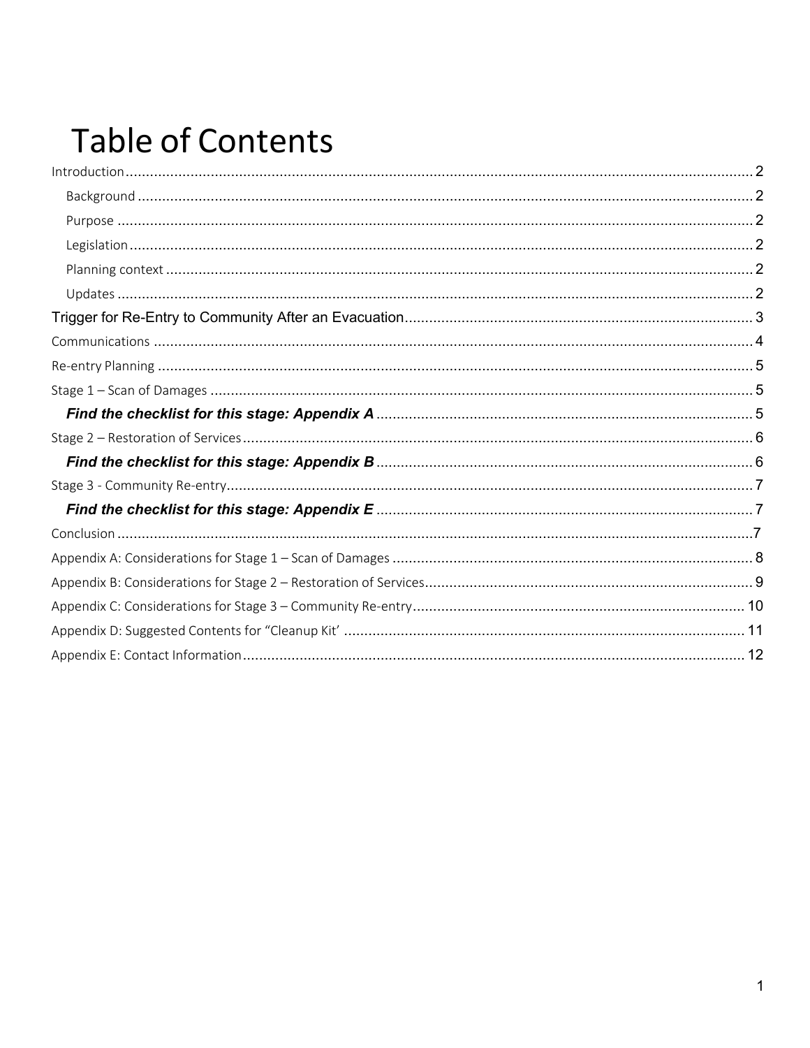# Table of Contents

- Introduction ... 2
  - Background ... 2
  - Purpose ... 2
  - Legislation ... 2
  - Planning context ... 2
  - Updates ... 2
- Trigger for Re-Entry to Community After an Evacuation ... 3
- Communications ... 4
- Re-entry Planning ... 5
- Stage 1 – Scan of Damages ... 5
  - ***Find the checklist for this stage: Appendix A*** ... 5
- Stage 2 – Restoration of Services ... 6
  - ***Find the checklist for this stage: Appendix B*** ... 6
- Stage 3 - Community Re-entry ... 7
  - ***Find the checklist for this stage: Appendix E*** ... 7
- Conclusion ... 7
- Appendix A: Considerations for Stage 1 – Scan of Damages ... 8
- Appendix B: Considerations for Stage 2 – Restoration of Services ... 9
- Appendix C: Considerations for Stage 3 – Community Re-entry ... 10
- Appendix D: Suggested Contents for "Cleanup Kit' ... 11
- Appendix E: Contact Information ... 12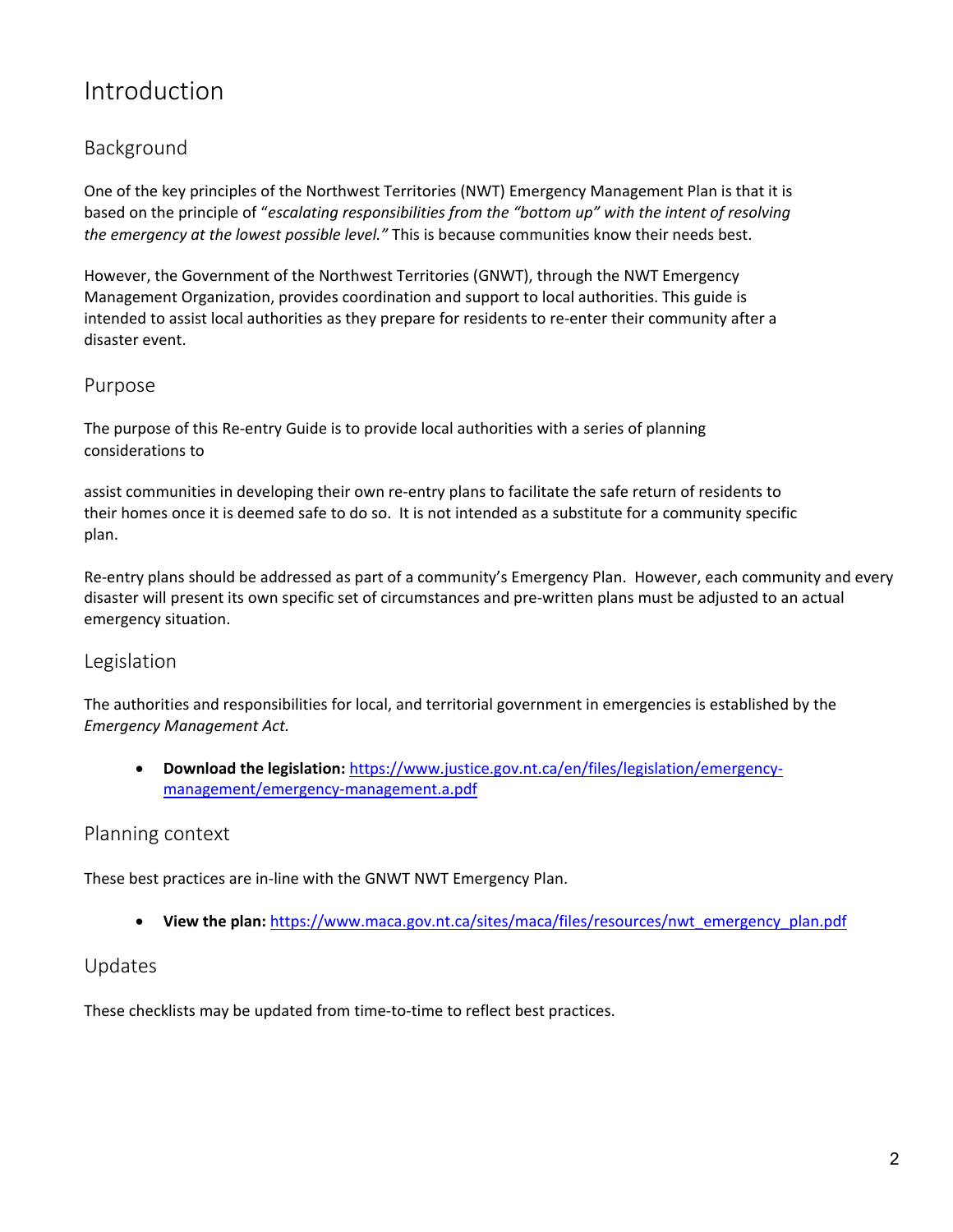# Introduction

## Background

One of the key principles of the Northwest Territories (NWT) Emergency Management Plan is that it is based on the principle of "*escalating responsibilities from the "bottom up" with the intent of resolving the emergency at the lowest possible level."* This is because communities know their needs best.

However, the Government of the Northwest Territories (GNWT), through the NWT Emergency Management Organization, provides coordination and support to local authorities. This guide is intended to assist local authorities as they prepare for residents to re-enter their community after a disaster event.

## Purpose

The purpose of this Re-entry Guide is to provide local authorities with a series of planning considerations to

assist communities in developing their own re-entry plans to facilitate the safe return of residents to their homes once it is deemed safe to do so. It is not intended as a substitute for a community specific plan.

Re-entry plans should be addressed as part of a community's Emergency Plan. However, each community and every disaster will present its own specific set of circumstances and pre-written plans must be adjusted to an actual emergency situation.

## Legislation

The authorities and responsibilities for local, and territorial government in emergencies is established by the *Emergency Management Act.*

- **Download the legislation:** https://www.justice.gov.nt.ca/en/files/legislation/emergency-management/emergency-management.a.pdf

## Planning context

These best practices are in-line with the GNWT NWT Emergency Plan.

- **View the plan:** https://www.maca.gov.nt.ca/sites/maca/files/resources/nwt_emergency_plan.pdf

## Updates

These checklists may be updated from time-to-time to reflect best practices.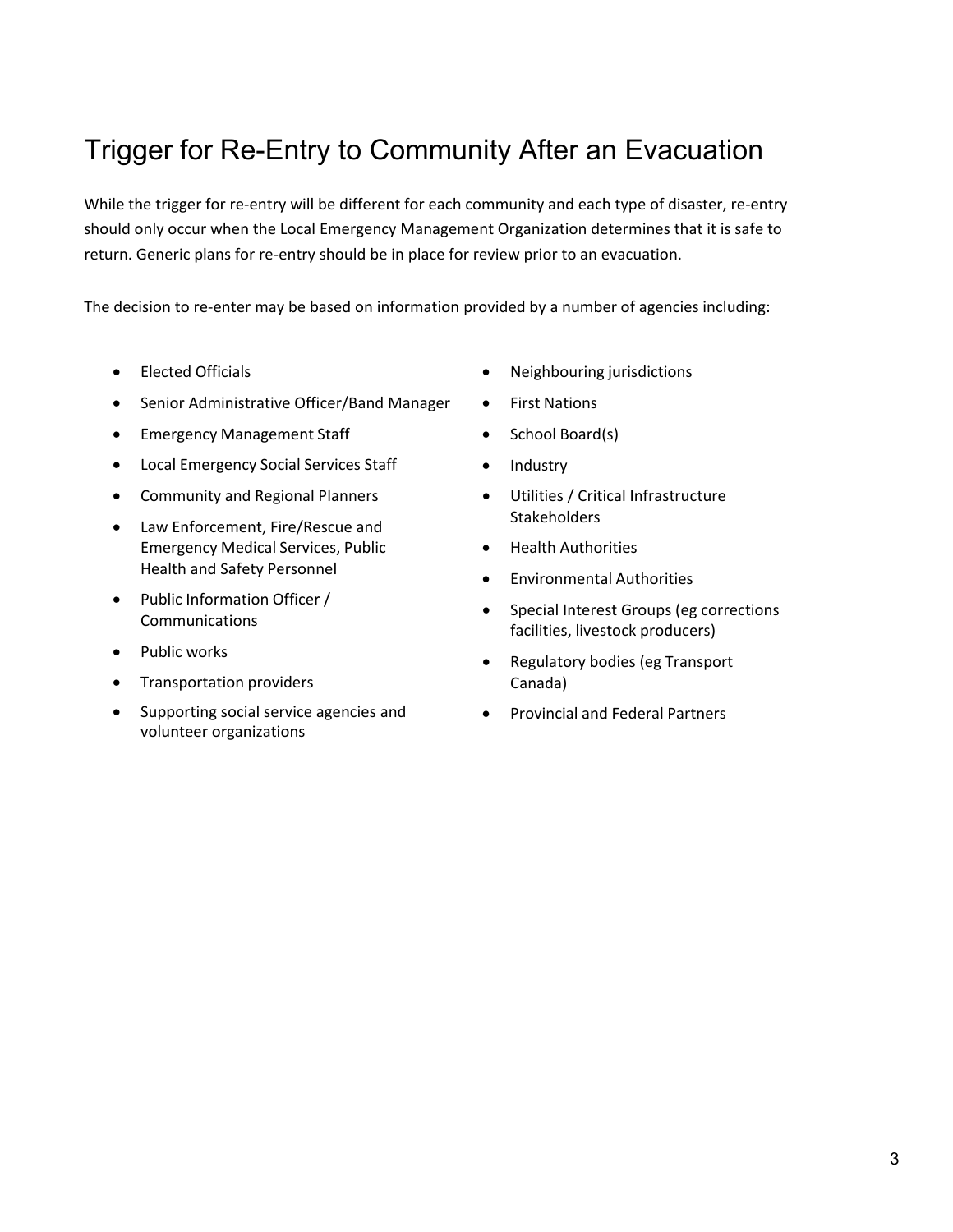# Trigger for Re-Entry to Community After an Evacuation

While the trigger for re-entry will be different for each community and each type of disaster, re-entry should only occur when the Local Emergency Management Organization determines that it is safe to return. Generic plans for re-entry should be in place for review prior to an evacuation.

The decision to re-enter may be based on information provided by a number of agencies including:

- Elected Officials
- Senior Administrative Officer/Band Manager
- Emergency Management Staff
- Local Emergency Social Services Staff
- Community and Regional Planners
- Law Enforcement, Fire/Rescue and Emergency Medical Services, Public Health and Safety Personnel
- Public Information Officer / Communications
- Public works
- Transportation providers
- Supporting social service agencies and volunteer organizations
- Neighbouring jurisdictions
- First Nations
- School Board(s)
- Industry
- Utilities / Critical Infrastructure Stakeholders
- Health Authorities
- Environmental Authorities
- Special Interest Groups (eg corrections facilities, livestock producers)
- Regulatory bodies (eg Transport Canada)
- Provincial and Federal Partners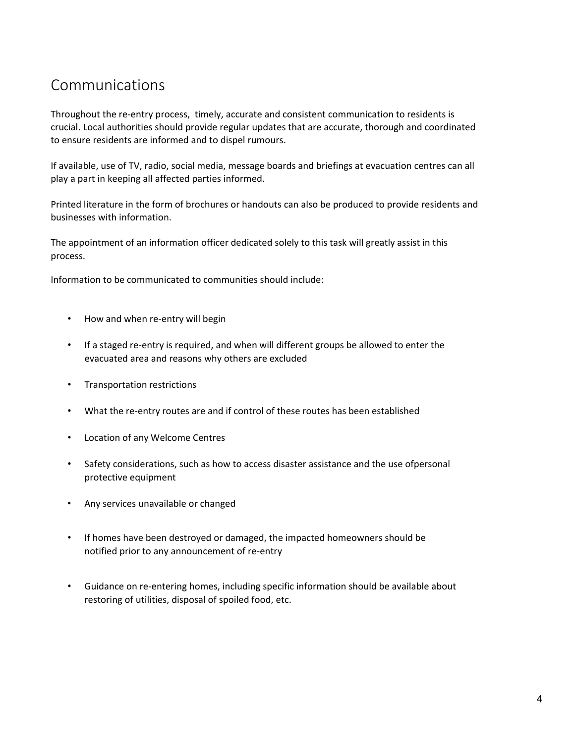## Communications

Throughout the re-entry process, timely, accurate and consistent communication to residents is crucial. Local authorities should provide regular updates that are accurate, thorough and coordinated to ensure residents are informed and to dispel rumours.

If available, use of TV, radio, social media, message boards and briefings at evacuation centres can all play a part in keeping all affected parties informed.

Printed literature in the form of brochures or handouts can also be produced to provide residents and businesses with information.

The appointment of an information officer dedicated solely to this task will greatly assist in this process.

Information to be communicated to communities should include:

- How and when re-entry will begin
- If a staged re-entry is required, and when will different groups be allowed to enter the evacuated area and reasons why others are excluded
- Transportation restrictions
- What the re-entry routes are and if control of these routes has been established
- Location of any Welcome Centres
- Safety considerations, such as how to access disaster assistance and the use ofpersonal protective equipment
- Any services unavailable or changed
- If homes have been destroyed or damaged, the impacted homeowners should be notified prior to any announcement of re-entry
- Guidance on re-entering homes, including specific information should be available about restoring of utilities, disposal of spoiled food, etc.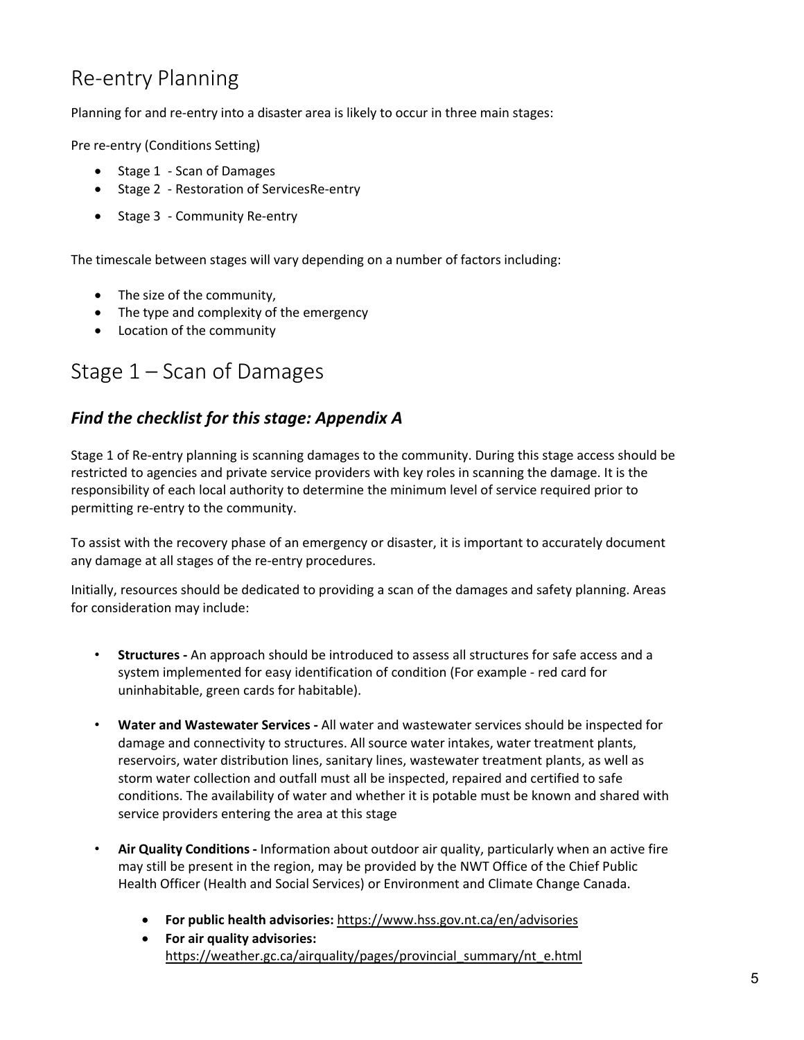# Re-entry Planning

Planning for and re-entry into a disaster area is likely to occur in three main stages:

Pre re-entry (Conditions Setting)

- Stage 1 - Scan of Damages
- Stage 2 - Restoration of ServicesRe-entry
- Stage 3 - Community Re-entry

The timescale between stages will vary depending on a number of factors including:

- The size of the community,
- The type and complexity of the emergency
- Location of the community

# Stage 1 – Scan of Damages

### *Find the checklist for this stage: Appendix A*

Stage 1 of Re-entry planning is scanning damages to the community. During this stage access should be restricted to agencies and private service providers with key roles in scanning the damage. It is the responsibility of each local authority to determine the minimum level of service required prior to permitting re-entry to the community.

To assist with the recovery phase of an emergency or disaster, it is important to accurately document any damage at all stages of the re-entry procedures.

Initially, resources should be dedicated to providing a scan of the damages and safety planning. Areas for consideration may include:

- **Structures -** An approach should be introduced to assess all structures for safe access and a system implemented for easy identification of condition (For example - red card for uninhabitable, green cards for habitable).
- **Water and Wastewater Services -** All water and wastewater services should be inspected for damage and connectivity to structures. All source water intakes, water treatment plants, reservoirs, water distribution lines, sanitary lines, wastewater treatment plants, as well as storm water collection and outfall must all be inspected, repaired and certified to safe conditions. The availability of water and whether it is potable must be known and shared with service providers entering the area at this stage
- **Air Quality Conditions -** Information about outdoor air quality, particularly when an active fire may still be present in the region, may be provided by the NWT Office of the Chief Public Health Officer (Health and Social Services) or Environment and Climate Change Canada.
  - **For public health advisories:** https://www.hss.gov.nt.ca/en/advisories
  - **For air quality advisories:** https://weather.gc.ca/airquality/pages/provincial_summary/nt_e.html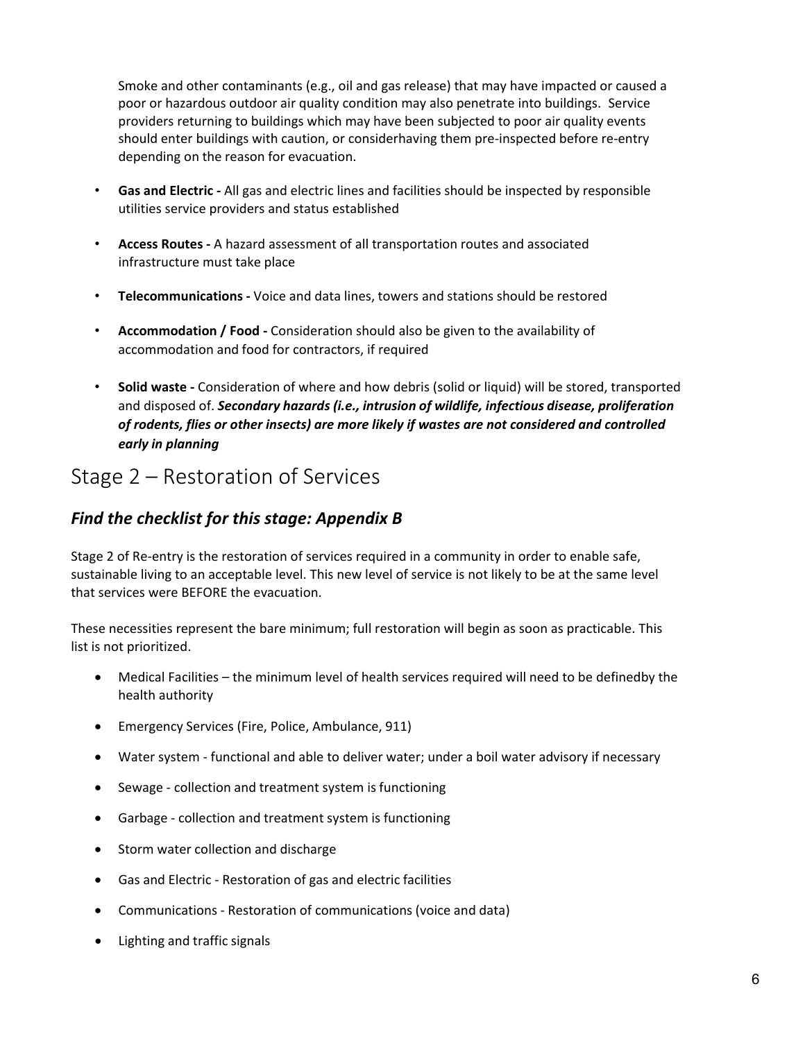Smoke and other contaminants (e.g., oil and gas release) that may have impacted or caused a poor or hazardous outdoor air quality condition may also penetrate into buildings. Service providers returning to buildings which may have been subjected to poor air quality events should enter buildings with caution, or considerhaving them pre-inspected before re-entry depending on the reason for evacuation.

- **Gas and Electric -** All gas and electric lines and facilities should be inspected by responsible utilities service providers and status established
- **Access Routes -** A hazard assessment of all transportation routes and associated infrastructure must take place
- **Telecommunications -** Voice and data lines, towers and stations should be restored
- **Accommodation / Food -** Consideration should also be given to the availability of accommodation and food for contractors, if required
- **Solid waste -** Consideration of where and how debris (solid or liquid) will be stored, transported and disposed of. ***Secondary hazards (i.e., intrusion of wildlife, infectious disease, proliferation of rodents, flies or other insects) are more likely if wastes are not considered and controlled early in planning***

# Stage 2 – Restoration of Services

## *Find the checklist for this stage: Appendix B*

Stage 2 of Re-entry is the restoration of services required in a community in order to enable safe, sustainable living to an acceptable level. This new level of service is not likely to be at the same level that services were BEFORE the evacuation.

These necessities represent the bare minimum; full restoration will begin as soon as practicable. This list is not prioritized.

- Medical Facilities – the minimum level of health services required will need to be definedby the health authority
- Emergency Services (Fire, Police, Ambulance, 911)
- Water system - functional and able to deliver water; under a boil water advisory if necessary
- Sewage - collection and treatment system is functioning
- Garbage - collection and treatment system is functioning
- Storm water collection and discharge
- Gas and Electric - Restoration of gas and electric facilities
- Communications - Restoration of communications (voice and data)
- Lighting and traffic signals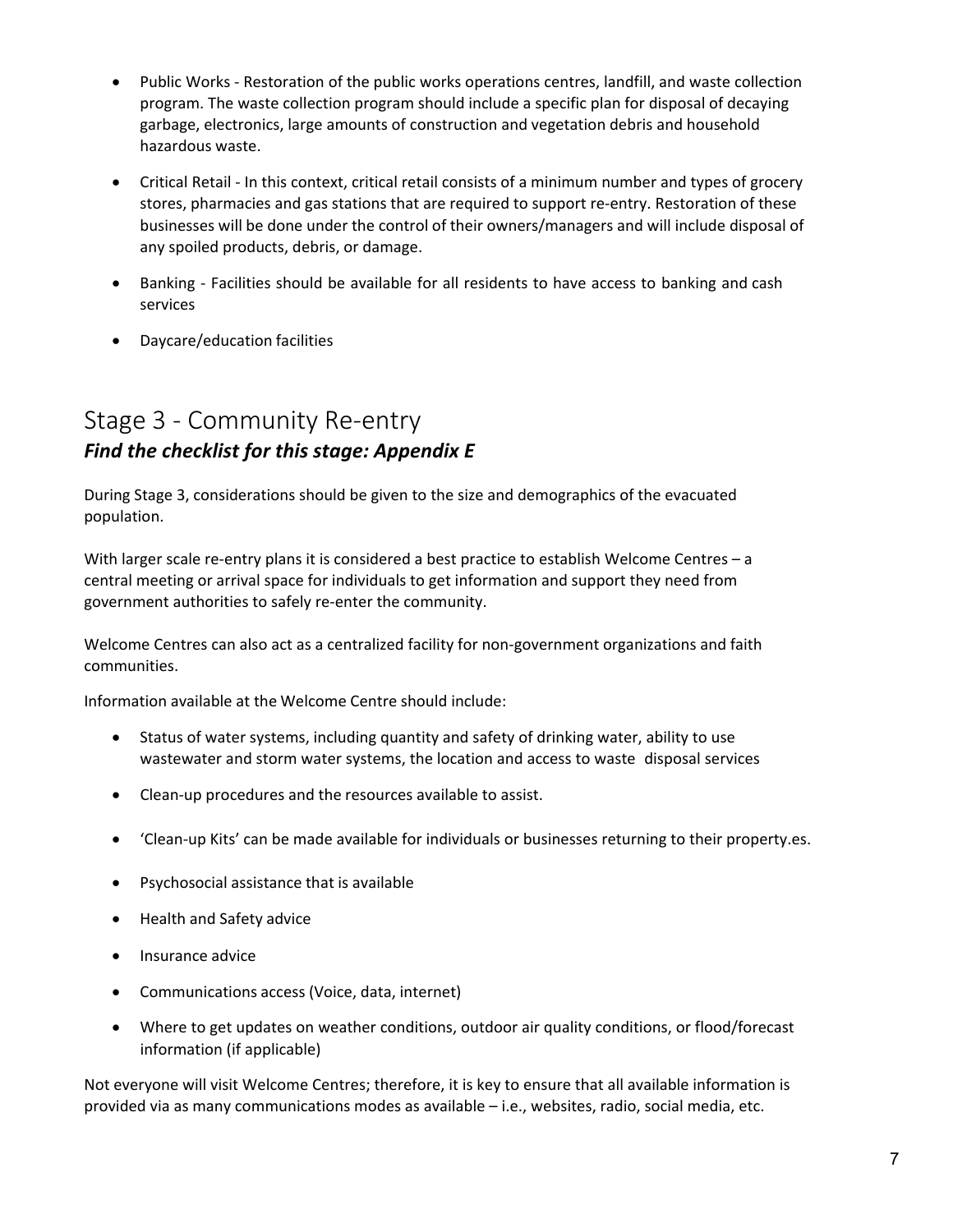- Public Works - Restoration of the public works operations centres, landfill, and waste collection program. The waste collection program should include a specific plan for disposal of decaying garbage, electronics, large amounts of construction and vegetation debris and household hazardous waste.
- Critical Retail - In this context, critical retail consists of a minimum number and types of grocery stores, pharmacies and gas stations that are required to support re-entry. Restoration of these businesses will be done under the control of their owners/managers and will include disposal of any spoiled products, debris, or damage.
- Banking - Facilities should be available for all residents to have access to banking and cash services
- Daycare/education facilities

# Stage 3 - Community Re-entry

## *Find the checklist for this stage: Appendix E*

During Stage 3, considerations should be given to the size and demographics of the evacuated population.

With larger scale re-entry plans it is considered a best practice to establish Welcome Centres – a central meeting or arrival space for individuals to get information and support they need from government authorities to safely re-enter the community.

Welcome Centres can also act as a centralized facility for non-government organizations and faith communities.

Information available at the Welcome Centre should include:

- Status of water systems, including quantity and safety of drinking water, ability to use wastewater and storm water systems, the location and access to waste disposal services
- Clean-up procedures and the resources available to assist.
- 'Clean-up Kits' can be made available for individuals or businesses returning to their property.es.
- Psychosocial assistance that is available
- Health and Safety advice
- Insurance advice
- Communications access (Voice, data, internet)
- Where to get updates on weather conditions, outdoor air quality conditions, or flood/forecast information (if applicable)

Not everyone will visit Welcome Centres; therefore, it is key to ensure that all available information is provided via as many communications modes as available – i.e., websites, radio, social media, etc.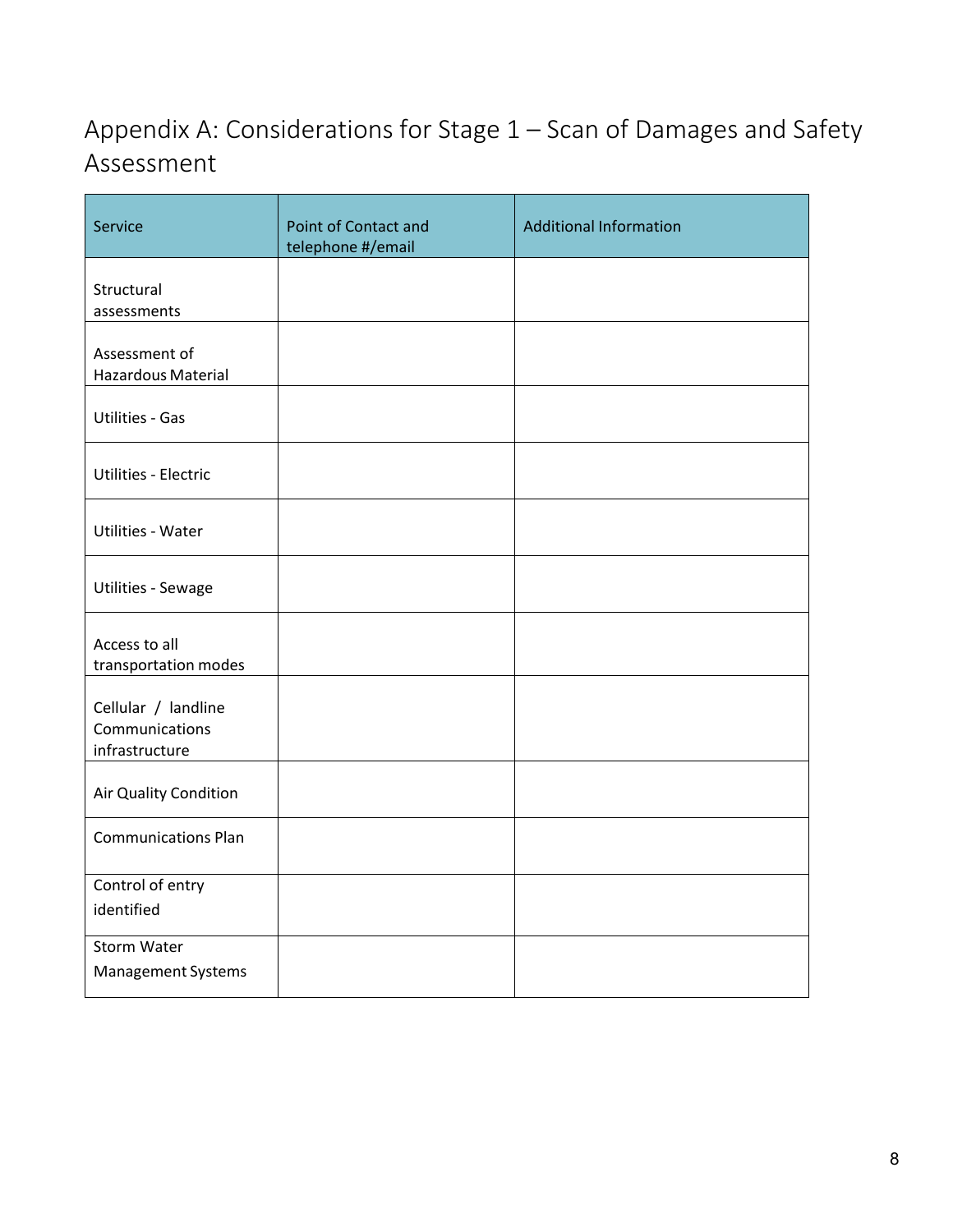# Appendix A: Considerations for Stage 1 – Scan of Damages and Safety Assessment

| Service | Point of Contact and telephone #/email | Additional Information |
| --- | --- | --- |
| Structural assessments | | |
| Assessment of Hazardous Material | | |
| Utilities - Gas | | |
| Utilities - Electric | | |
| Utilities - Water | | |
| Utilities - Sewage | | |
| Access to all transportation modes | | |
| Cellular / landline Communications infrastructure | | |
| Air Quality Condition | | |
| Communications Plan | | |
| Control of entry identified | | |
| Storm Water Management Systems | | |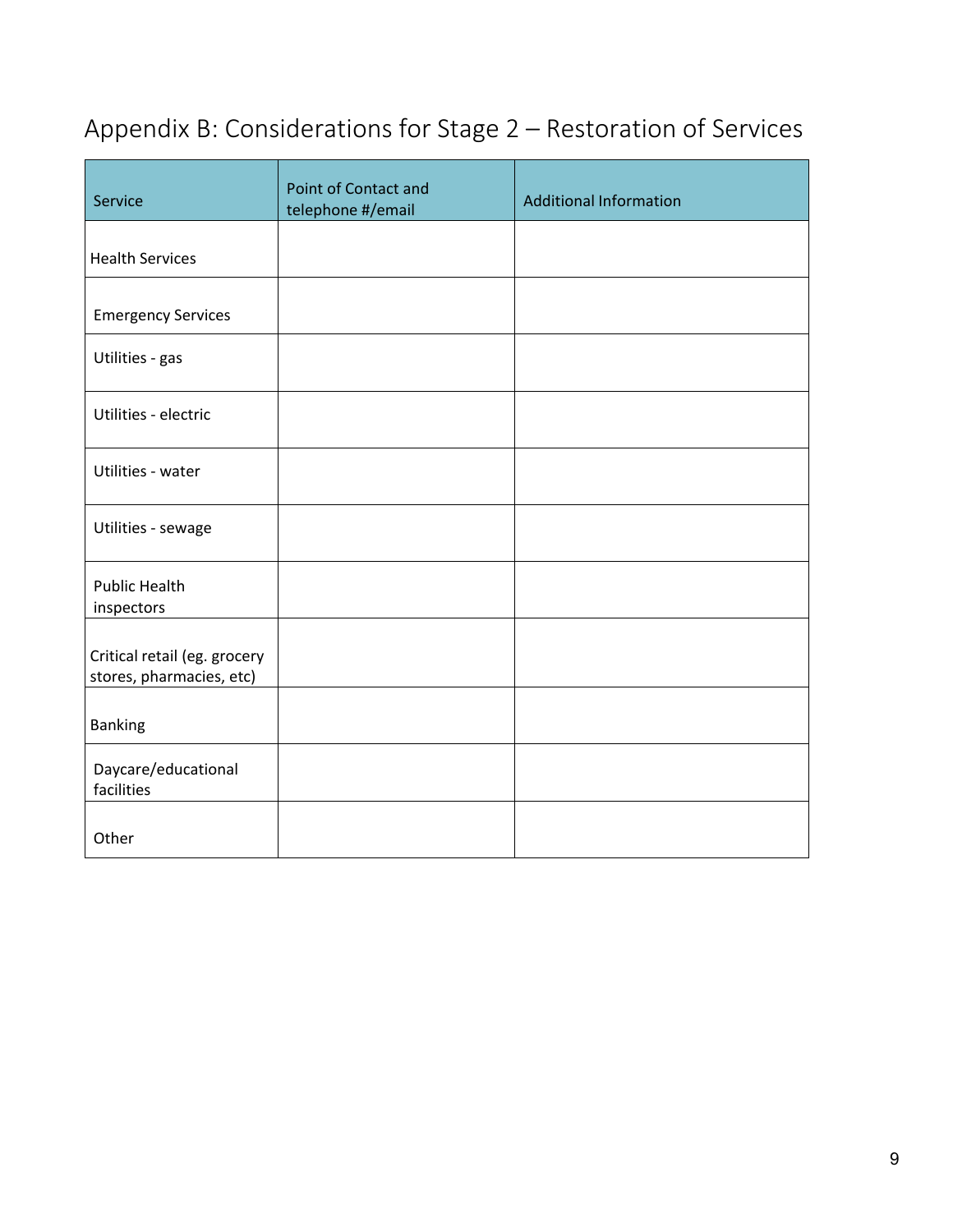## Appendix B: Considerations for Stage 2 – Restoration of Services

| Service | Point of Contact and telephone #/email | Additional Information |
| --- | --- | --- |
| Health Services | | |
| Emergency Services | | |
| Utilities - gas | | |
| Utilities - electric | | |
| Utilities - water | | |
| Utilities - sewage | | |
| Public Health inspectors | | |
| Critical retail (eg. grocery stores, pharmacies, etc) | | |
| Banking | | |
| Daycare/educational facilities | | |
| Other | | |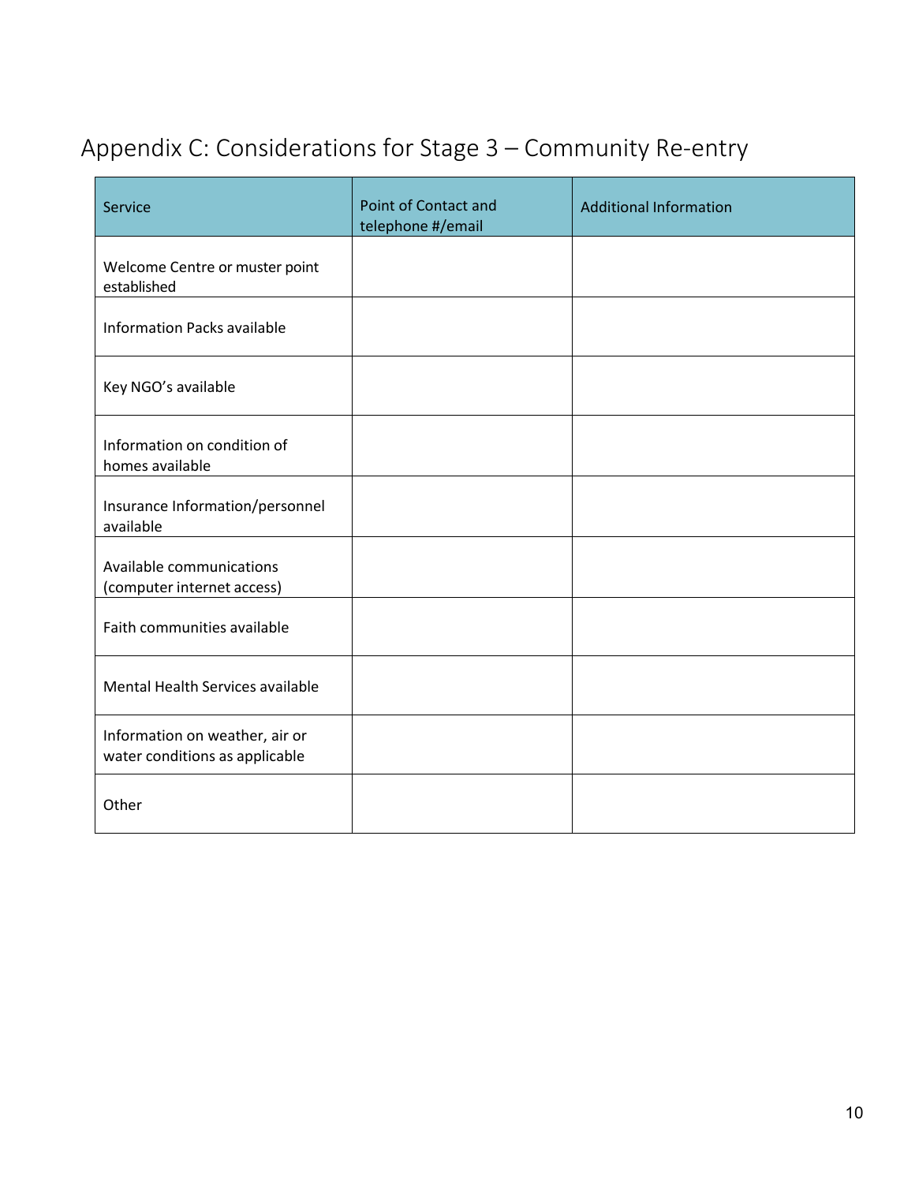# Appendix C: Considerations for Stage 3 – Community Re-entry

| Service | Point of Contact and telephone #/email | Additional Information |
| --- | --- | --- |
| Welcome Centre or muster point established | | |
| Information Packs available | | |
| Key NGO's available | | |
| Information on condition of homes available | | |
| Insurance Information/personnel available | | |
| Available communications (computer internet access) | | |
| Faith communities available | | |
| Mental Health Services available | | |
| Information on weather, air or water conditions as applicable | | |
| Other | | |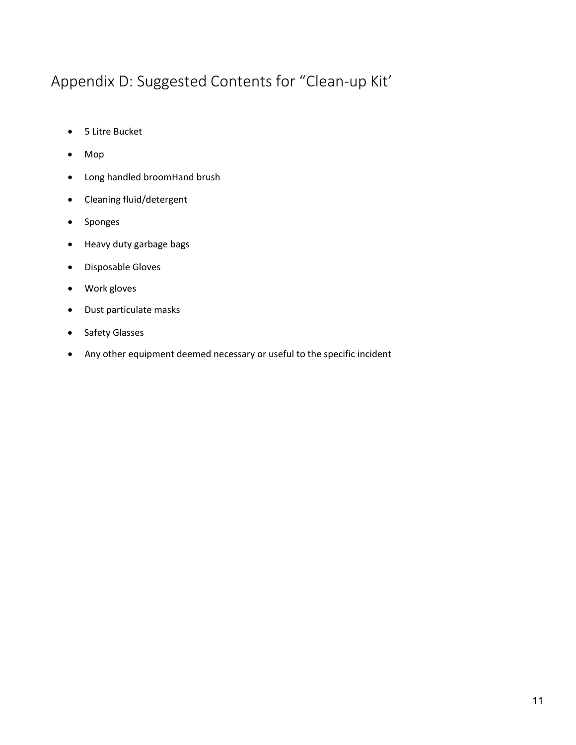# Appendix D: Suggested Contents for "Clean-up Kit'

- 5 Litre Bucket
- Mop
- Long handled broomHand brush
- Cleaning fluid/detergent
- Sponges
- Heavy duty garbage bags
- Disposable Gloves
- Work gloves
- Dust particulate masks
- Safety Glasses
- Any other equipment deemed necessary or useful to the specific incident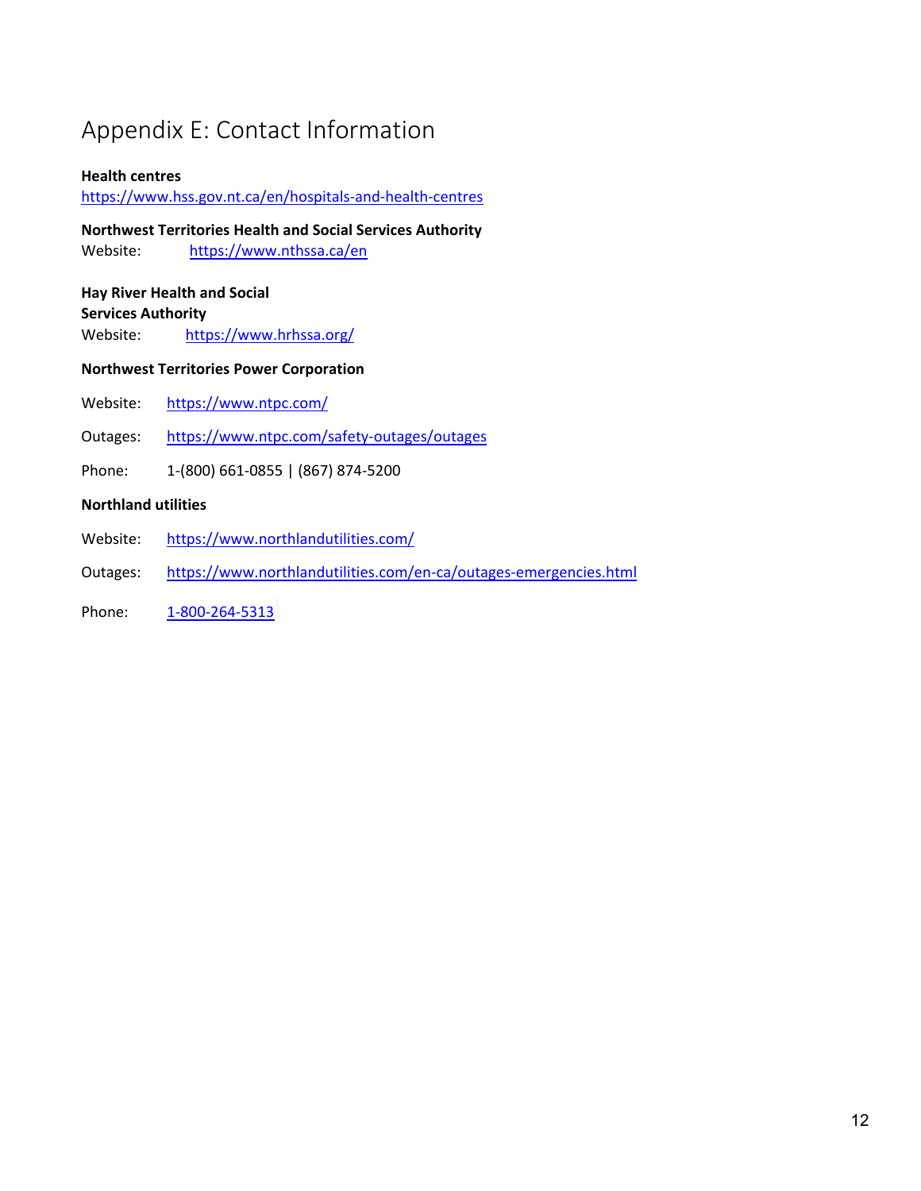# Appendix E: Contact Information

**Health centres**
https://www.hss.gov.nt.ca/en/hospitals-and-health-centres

**Northwest Territories Health and Social Services Authority**
Website: https://www.nthssa.ca/en

**Hay River Health and Social Services Authority**
Website: https://www.hrhssa.org/

**Northwest Territories Power Corporation**

Website: https://www.ntpc.com/

Outages: https://www.ntpc.com/safety-outages/outages

Phone: 1-(800) 661-0855 | (867) 874-5200

**Northland utilities**

Website: https://www.northlandutilities.com/

Outages: https://www.northlandutilities.com/en-ca/outages-emergencies.html

Phone: 1-800-264-5313